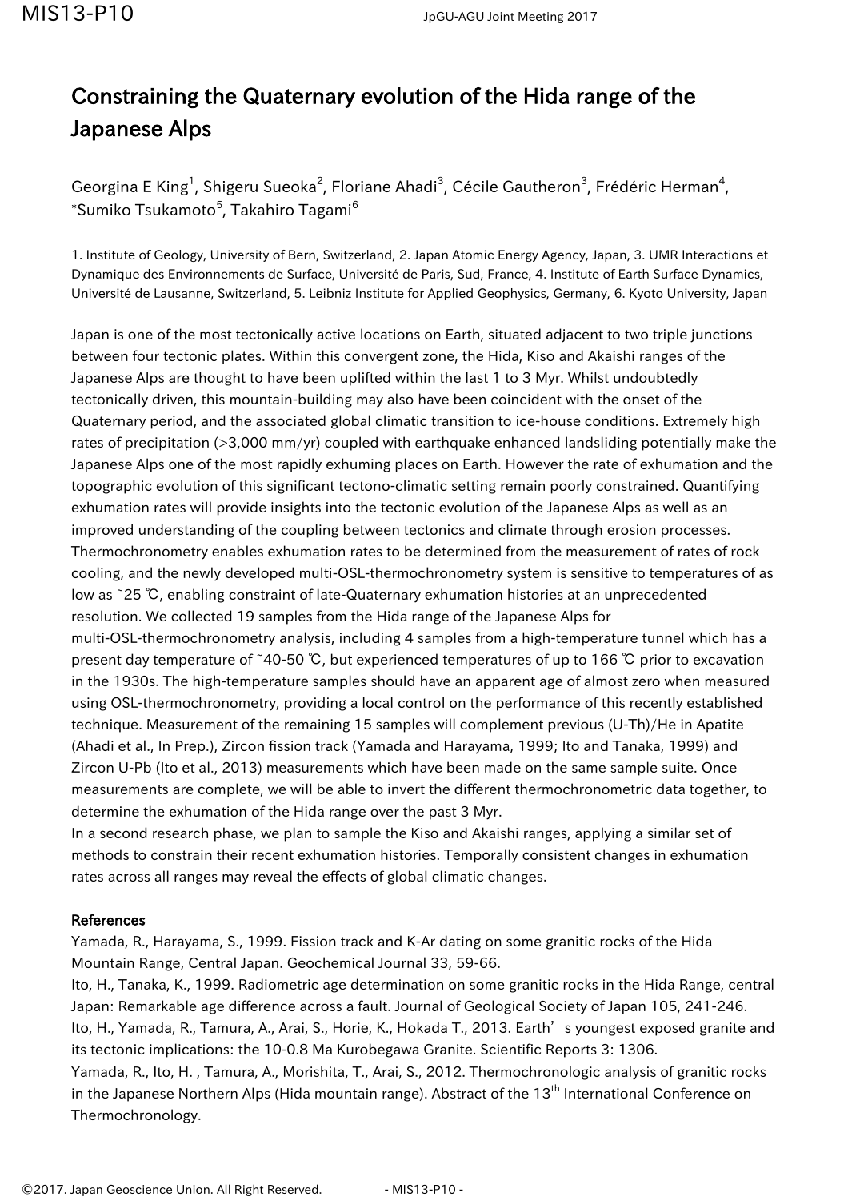# Constraining the Quaternary evolution of the Hida range of the Japanese Alps

Georgina E King[1], Shigeru Sueoka[2], Floriane Ahadi[3], Cécile Gautheron[3], Frédéric Herman[4], *Sumiko Tsukamoto[5], Takahiro Tagami[6]

1. Institute of Geology, University of Bern, Switzerland, 2. Japan Atomic Energy Agency, Japan, 3. UMR Interactions et Dynamique des Environnements de Surface, Université de Paris, Sud, France, 4. Institute of Earth Surface Dynamics, Université de Lausanne, Switzerland, 5. Leibniz Institute for Applied Geophysics, Germany, 6. Kyoto University, Japan

Japan is one of the most tectonically active locations on Earth, situated adjacent to two triple junctions between four tectonic plates. Within this convergent zone, the Hida, Kiso and Akaishi ranges of the Japanese Alps are thought to have been uplifted within the last 1 to 3 Myr. Whilst undoubtedly tectonically driven, this mountain-building may also have been coincident with the onset of the Quaternary period, and the associated global climatic transition to ice-house conditions. Extremely high rates of precipitation (>3,000 mm/yr) coupled with earthquake enhanced landsliding potentially make the Japanese Alps one of the most rapidly exhuming places on Earth. However the rate of exhumation and the topographic evolution of this significant tectono-climatic setting remain poorly constrained. Quantifying exhumation rates will provide insights into the tectonic evolution of the Japanese Alps as well as an improved understanding of the coupling between tectonics and climate through erosion processes. Thermochronometry enables exhumation rates to be determined from the measurement of rates of rock cooling, and the newly developed multi-OSL-thermochronometry system is sensitive to temperatures of as low as ~25 ℃, enabling constraint of late-Quaternary exhumation histories at an unprecedented resolution. We collected 19 samples from the Hida range of the Japanese Alps for multi-OSL-thermochronometry analysis, including 4 samples from a high-temperature tunnel which has a present day temperature of ~40-50 ℃, but experienced temperatures of up to 166 ℃ prior to excavation in the 1930s. The high-temperature samples should have an apparent age of almost zero when measured using OSL-thermochronometry, providing a local control on the performance of this recently established technique. Measurement of the remaining 15 samples will complement previous (U-Th)/He in Apatite (Ahadi et al., In Prep.), Zircon fission track (Yamada and Harayama, 1999; Ito and Tanaka, 1999) and Zircon U-Pb (Ito et al., 2013) measurements which have been made on the same sample suite. Once measurements are complete, we will be able to invert the different thermochronometric data together, to determine the exhumation of the Hida range over the past 3 Myr.

In a second research phase, we plan to sample the Kiso and Akaishi ranges, applying a similar set of methods to constrain their recent exhumation histories. Temporally consistent changes in exhumation rates across all ranges may reveal the effects of global climatic changes.

## References

Yamada, R., Harayama, S., 1999. Fission track and K-Ar dating on some granitic rocks of the Hida Mountain Range, Central Japan. Geochemical Journal 33, 59-66.

Ito, H., Tanaka, K., 1999. Radiometric age determination on some granitic rocks in the Hida Range, central Japan: Remarkable age difference across a fault. Journal of Geological Society of Japan 105, 241-246.

Ito, H., Yamada, R., Tamura, A., Arai, S., Horie, K., Hokada T., 2013. Earth's youngest exposed granite and its tectonic implications: the 10-0.8 Ma Kurobegawa Granite. Scientific Reports 3: 1306.

Yamada, R., Ito, H. , Tamura, A., Morishita, T., Arai, S., 2012. Thermochronologic analysis of granitic rocks in the Japanese Northern Alps (Hida mountain range). Abstract of the 13th International Conference on Thermochronology.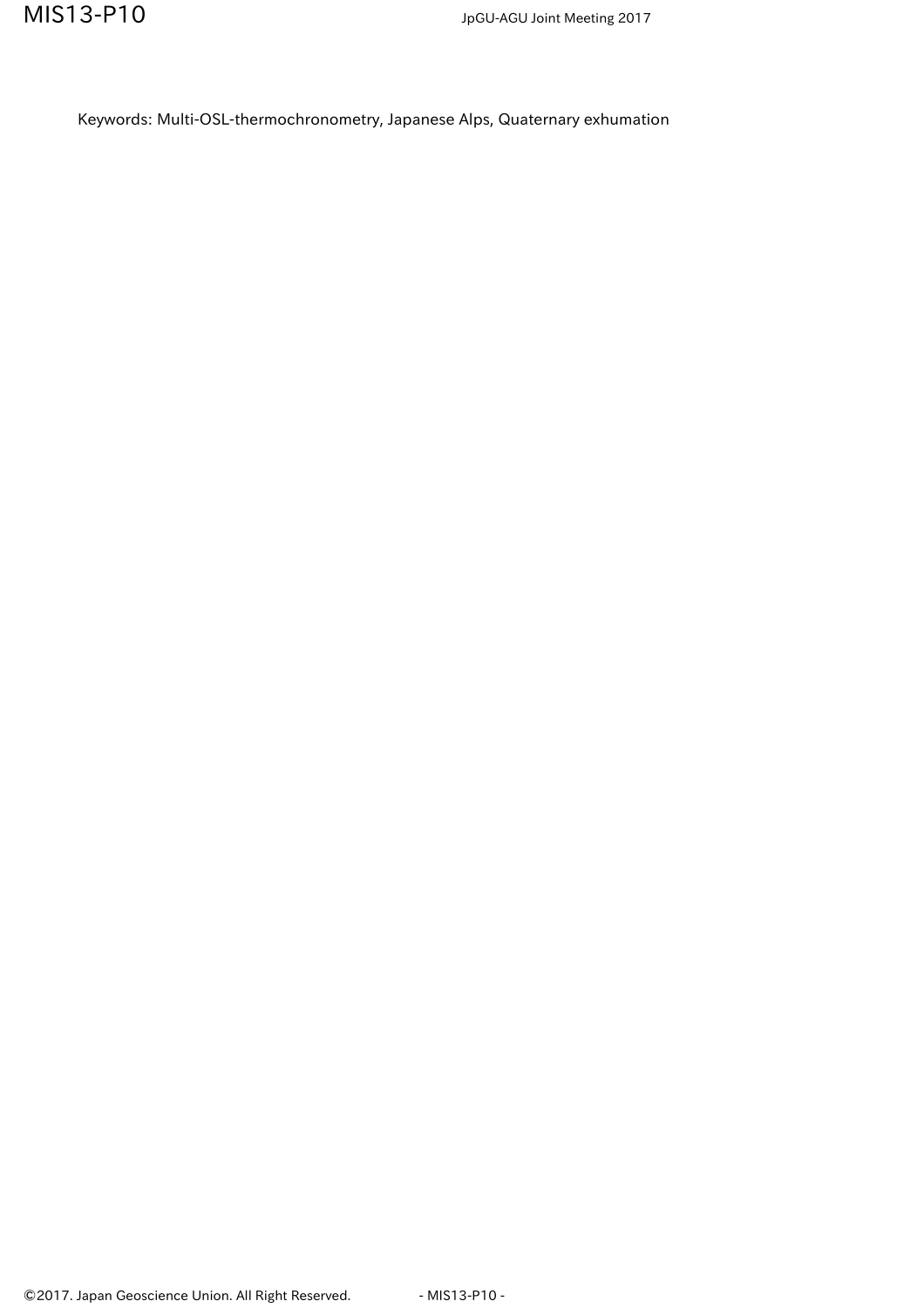Keywords: Multi-OSL-thermochronometry, Japanese Alps, Quaternary exhumation